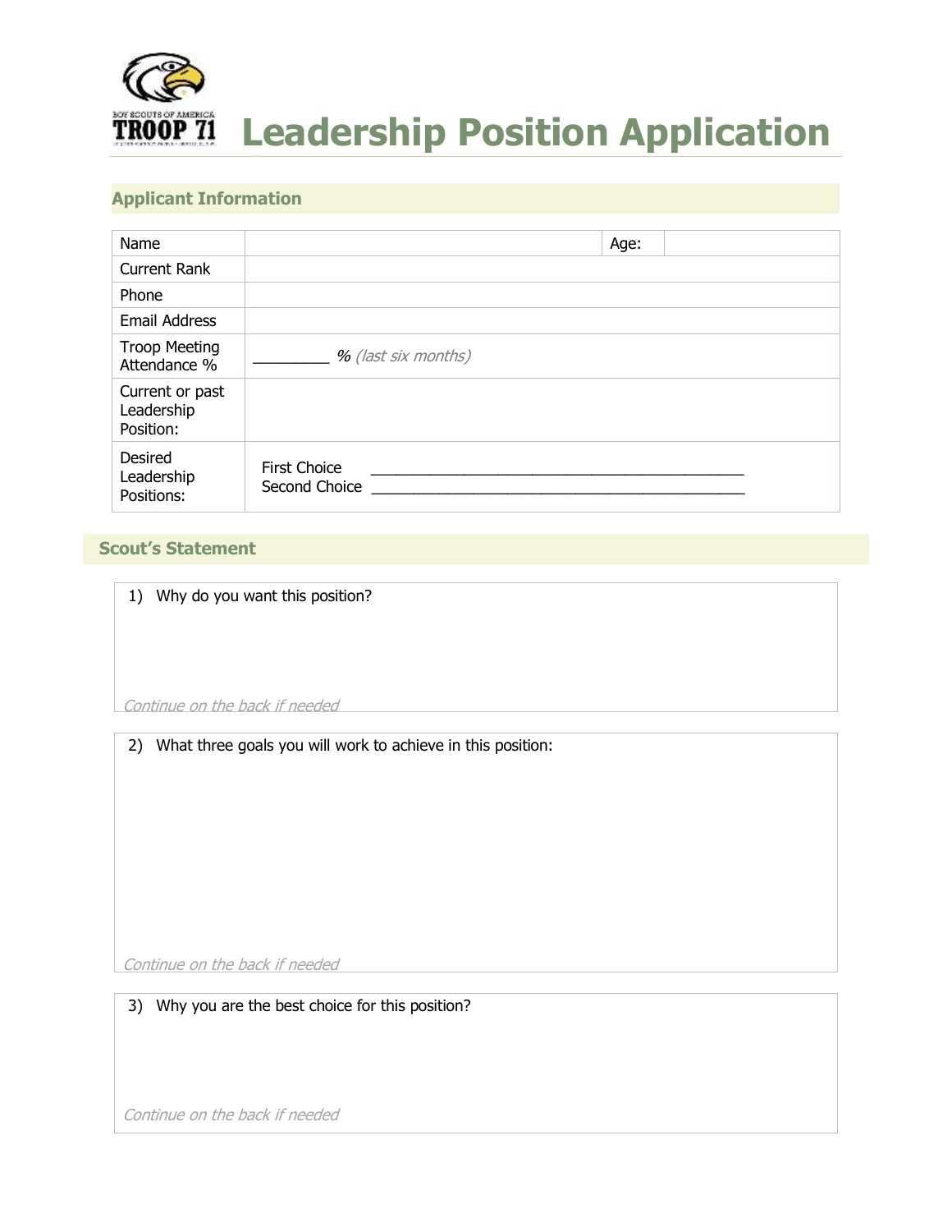# Leadership Position Application

## Applicant Information

| Name | | Age: | |
|---|---|---|---|
| Current Rank | | | |
| Phone | | | |
| Email Address | | | |
| Troop Meeting Attendance % | _________ % *(last six months)* | | |
| Current or past Leadership Position: | | | |
| Desired Leadership Positions: | First Choice ______________________________________________ <br> Second Choice ______________________________________________ | | |

## Scout's Statement

1) Why do you want this position?

*Continue on the back if needed*

2) What three goals you will work to achieve in this position:

*Continue on the back if needed*

3) Why you are the best choice for this position?

*Continue on the back if needed*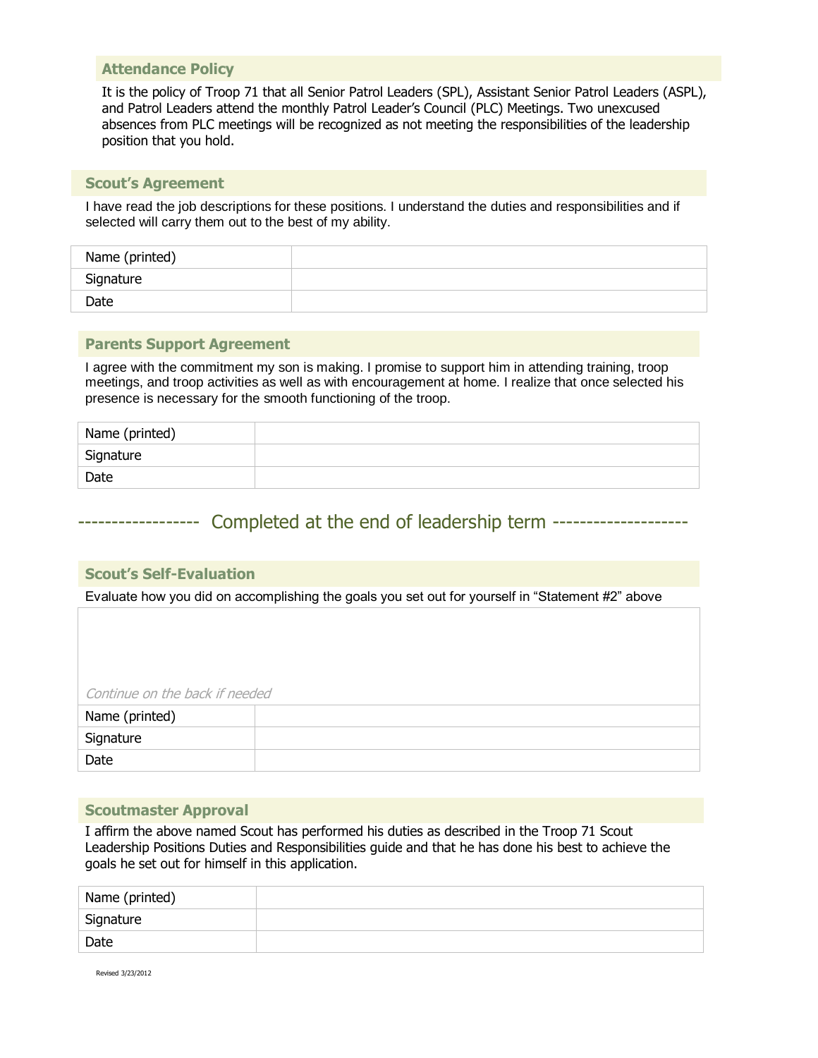## Attendance Policy

It is the policy of Troop 71 that all Senior Patrol Leaders (SPL), Assistant Senior Patrol Leaders (ASPL), and Patrol Leaders attend the monthly Patrol Leader's Council (PLC) Meetings. Two unexcused absences from PLC meetings will be recognized as not meeting the responsibilities of the leadership position that you hold.

## Scout's Agreement

I have read the job descriptions for these positions. I understand the duties and responsibilities and if selected will carry them out to the best of my ability.

| | |
|---|---|
| Name (printed) | |
| Signature | |
| Date | |

## Parents Support Agreement

I agree with the commitment my son is making. I promise to support him in attending training, troop meetings, and troop activities as well as with encouragement at home. I realize that once selected his presence is necessary for the smooth functioning of the troop.

| | |
|---|---|
| Name (printed) | |
| Signature | |
| Date | |

----------------- Completed at the end of leadership term --------------------

## Scout's Self-Evaluation

Evaluate how you did on accomplishing the goals you set out for yourself in "Statement #2" above

*Continue on the back if needed*

| | |
|---|---|
| Name (printed) | |
| Signature | |
| Date | |

## Scoutmaster Approval

I affirm the above named Scout has performed his duties as described in the Troop 71 Scout Leadership Positions Duties and Responsibilities guide and that he has done his best to achieve the goals he set out for himself in this application.

| | |
|---|---|
| Name (printed) | |
| Signature | |
| Date | |

Revised 3/23/2012